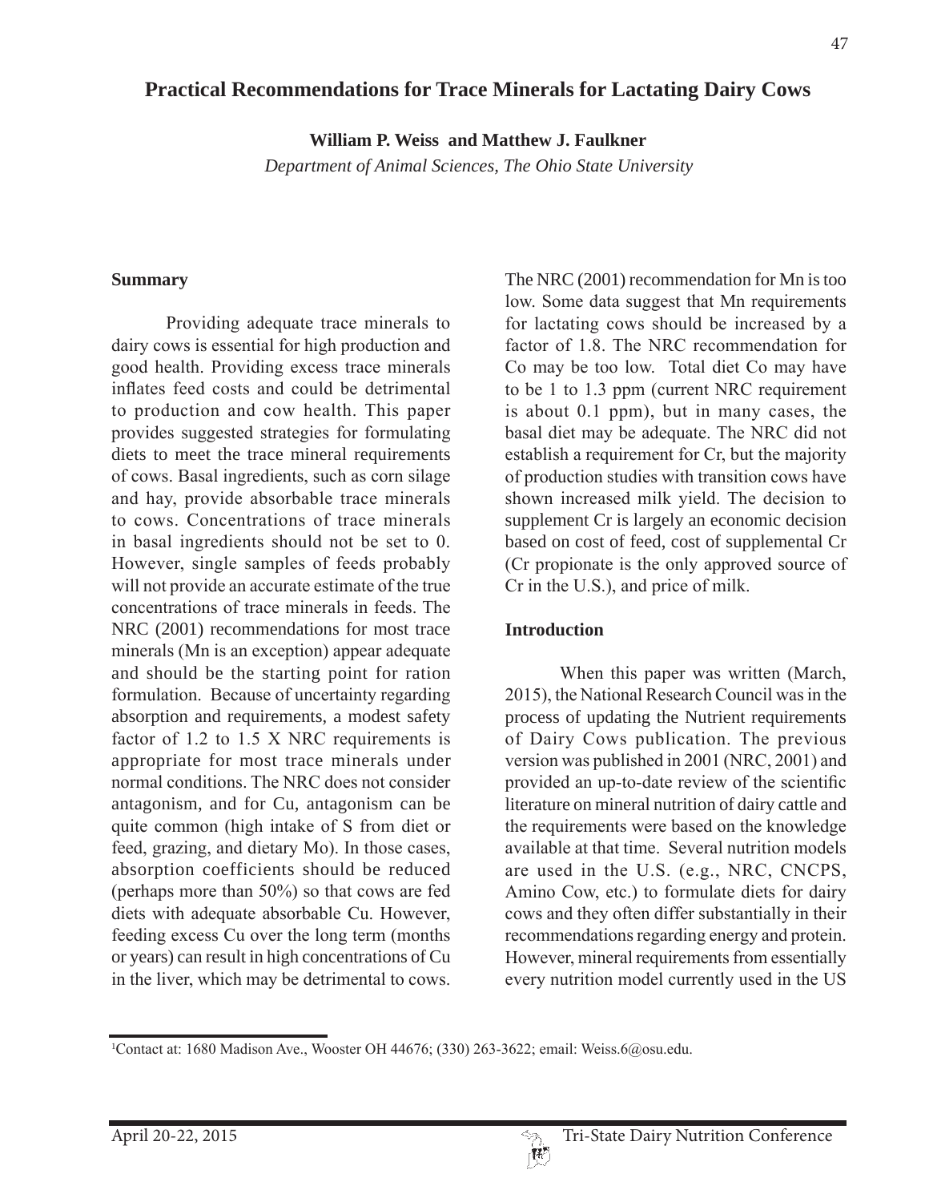# Practical Recommendations for Trace Minerals for Lactating Dairy Cows

**William P. Weiss and Matthew J. Faulkner**

*Department of Animal Sciences, The Ohio State University*

## Summary

Providing adequate trace minerals to dairy cows is essential for high production and good health. Providing excess trace minerals inflates feed costs and could be detrimental to production and cow health. This paper provides suggested strategies for formulating diets to meet the trace mineral requirements of cows. Basal ingredients, such as corn silage and hay, provide absorbable trace minerals to cows. Concentrations of trace minerals in basal ingredients should not be set to 0. However, single samples of feeds probably will not provide an accurate estimate of the true concentrations of trace minerals in feeds. The NRC (2001) recommendations for most trace minerals (Mn is an exception) appear adequate and should be the starting point for ration formulation. Because of uncertainty regarding absorption and requirements, a modest safety factor of 1.2 to 1.5 X NRC requirements is appropriate for most trace minerals under normal conditions. The NRC does not consider antagonism, and for Cu, antagonism can be quite common (high intake of S from diet or feed, grazing, and dietary Mo). In those cases, absorption coefficients should be reduced (perhaps more than 50%) so that cows are fed diets with adequate absorbable Cu. However, feeding excess Cu over the long term (months or years) can result in high concentrations of Cu in the liver, which may be detrimental to cows. The NRC (2001) recommendation for Mn is too low. Some data suggest that Mn requirements for lactating cows should be increased by a factor of 1.8. The NRC recommendation for Co may be too low. Total diet Co may have to be 1 to 1.3 ppm (current NRC requirement is about 0.1 ppm), but in many cases, the basal diet may be adequate. The NRC did not establish a requirement for Cr, but the majority of production studies with transition cows have shown increased milk yield. The decision to supplement Cr is largely an economic decision based on cost of feed, cost of supplemental Cr (Cr propionate is the only approved source of Cr in the U.S.), and price of milk.

## Introduction

When this paper was written (March, 2015), the National Research Council was in the process of updating the Nutrient requirements of Dairy Cows publication. The previous version was published in 2001 (NRC, 2001) and provided an up-to-date review of the scientific literature on mineral nutrition of dairy cattle and the requirements were based on the knowledge available at that time. Several nutrition models are used in the U.S. (e.g., NRC, CNCPS, Amino Cow, etc.) to formulate diets for dairy cows and they often differ substantially in their recommendations regarding energy and protein. However, mineral requirements from essentially every nutrition model currently used in the US

[1]Contact at: 1680 Madison Ave., Wooster OH 44676; (330) 263-3622; email: Weiss.6@osu.edu.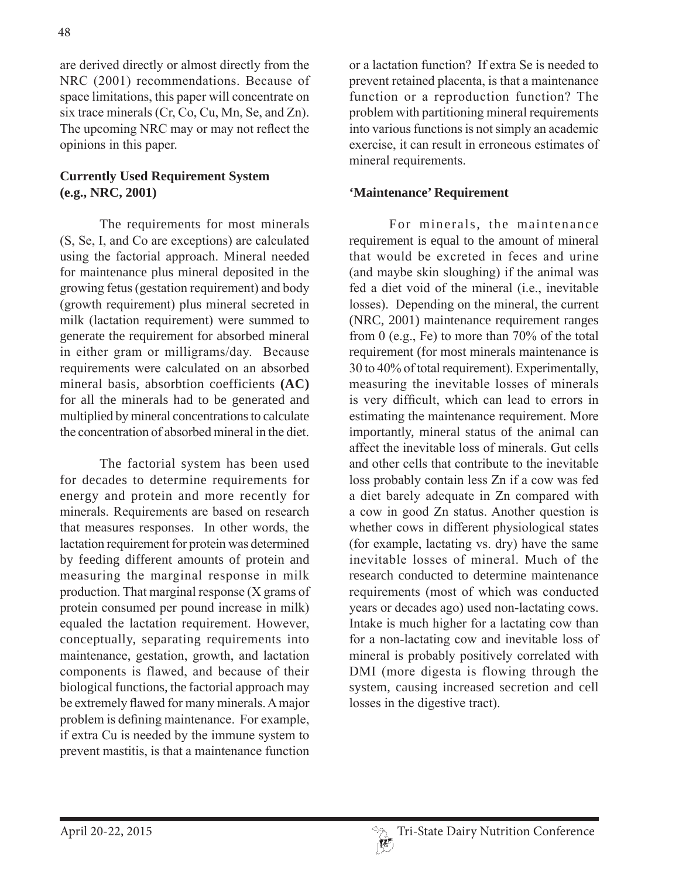are derived directly or almost directly from the NRC (2001) recommendations. Because of space limitations, this paper will concentrate on six trace minerals (Cr, Co, Cu, Mn, Se, and Zn). The upcoming NRC may or may not reflect the opinions in this paper.

## Currently Used Requirement System (e.g., NRC, 2001)

The requirements for most minerals (S, Se, I, and Co are exceptions) are calculated using the factorial approach. Mineral needed for maintenance plus mineral deposited in the growing fetus (gestation requirement) and body (growth requirement) plus mineral secreted in milk (lactation requirement) were summed to generate the requirement for absorbed mineral in either gram or milligrams/day. Because requirements were calculated on an absorbed mineral basis, absorbtion coefficients **(AC)** for all the minerals had to be generated and multiplied by mineral concentrations to calculate the concentration of absorbed mineral in the diet.

The factorial system has been used for decades to determine requirements for energy and protein and more recently for minerals. Requirements are based on research that measures responses. In other words, the lactation requirement for protein was determined by feeding different amounts of protein and measuring the marginal response in milk production. That marginal response (X grams of protein consumed per pound increase in milk) equaled the lactation requirement. However, conceptually, separating requirements into maintenance, gestation, growth, and lactation components is flawed, and because of their biological functions, the factorial approach may be extremely flawed for many minerals. A major problem is defining maintenance. For example, if extra Cu is needed by the immune system to prevent mastitis, is that a maintenance function or a lactation function? If extra Se is needed to prevent retained placenta, is that a maintenance function or a reproduction function? The problem with partitioning mineral requirements into various functions is not simply an academic exercise, it can result in erroneous estimates of mineral requirements.

## 'Maintenance' Requirement

For minerals, the maintenance requirement is equal to the amount of mineral that would be excreted in feces and urine (and maybe skin sloughing) if the animal was fed a diet void of the mineral (i.e., inevitable losses). Depending on the mineral, the current (NRC, 2001) maintenance requirement ranges from 0 (e.g., Fe) to more than 70% of the total requirement (for most minerals maintenance is 30 to 40% of total requirement). Experimentally, measuring the inevitable losses of minerals is very difficult, which can lead to errors in estimating the maintenance requirement. More importantly, mineral status of the animal can affect the inevitable loss of minerals. Gut cells and other cells that contribute to the inevitable loss probably contain less Zn if a cow was fed a diet barely adequate in Zn compared with a cow in good Zn status. Another question is whether cows in different physiological states (for example, lactating vs. dry) have the same inevitable losses of mineral. Much of the research conducted to determine maintenance requirements (most of which was conducted years or decades ago) used non-lactating cows. Intake is much higher for a lactating cow than for a non-lactating cow and inevitable loss of mineral is probably positively correlated with DMI (more digesta is flowing through the system, causing increased secretion and cell losses in the digestive tract).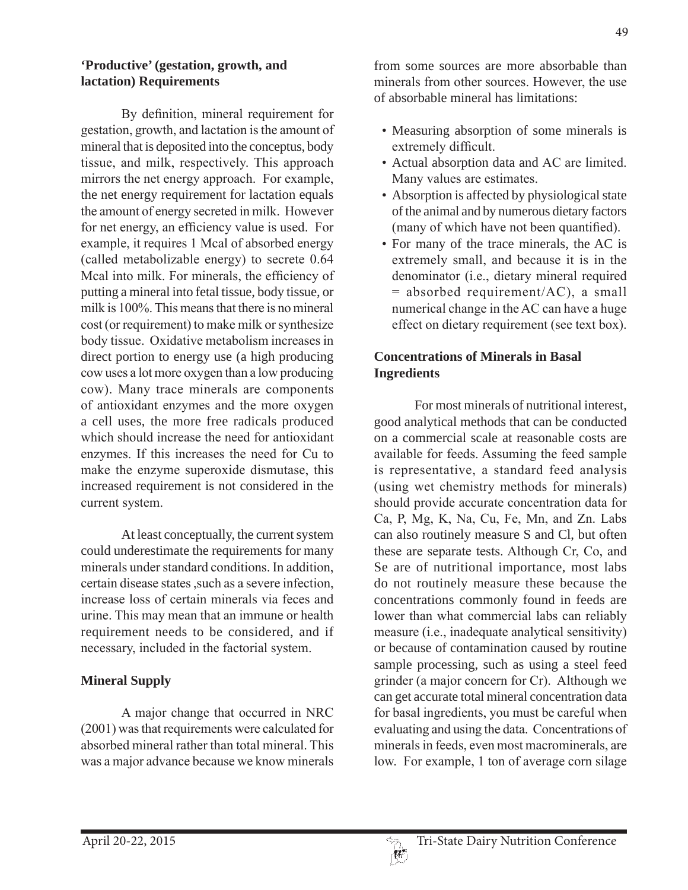### 'Productive' (gestation, growth, and lactation) Requirements

By definition, mineral requirement for gestation, growth, and lactation is the amount of mineral that is deposited into the conceptus, body tissue, and milk, respectively. This approach mirrors the net energy approach. For example, the net energy requirement for lactation equals the amount of energy secreted in milk. However for net energy, an efficiency value is used. For example, it requires 1 Mcal of absorbed energy (called metabolizable energy) to secrete 0.64 Mcal into milk. For minerals, the efficiency of putting a mineral into fetal tissue, body tissue, or milk is 100%. This means that there is no mineral cost (or requirement) to make milk or synthesize body tissue. Oxidative metabolism increases in direct portion to energy use (a high producing cow uses a lot more oxygen than a low producing cow). Many trace minerals are components of antioxidant enzymes and the more oxygen a cell uses, the more free radicals produced which should increase the need for antioxidant enzymes. If this increases the need for Cu to make the enzyme superoxide dismutase, this increased requirement is not considered in the current system.

At least conceptually, the current system could underestimate the requirements for many minerals under standard conditions. In addition, certain disease states ,such as a severe infection, increase loss of certain minerals via feces and urine. This may mean that an immune or health requirement needs to be considered, and if necessary, included in the factorial system.

### Mineral Supply

A major change that occurred in NRC (2001) was that requirements were calculated for absorbed mineral rather than total mineral. This was a major advance because we know minerals from some sources are more absorbable than minerals from other sources. However, the use of absorbable mineral has limitations:

- Measuring absorption of some minerals is extremely difficult.
- Actual absorption data and AC are limited. Many values are estimates.
- Absorption is affected by physiological state of the animal and by numerous dietary factors (many of which have not been quantified).
- For many of the trace minerals, the AC is extremely small, and because it is in the denominator (i.e., dietary mineral required = absorbed requirement/AC), a small numerical change in the AC can have a huge effect on dietary requirement (see text box).

### Concentrations of Minerals in Basal Ingredients

For most minerals of nutritional interest, good analytical methods that can be conducted on a commercial scale at reasonable costs are available for feeds. Assuming the feed sample is representative, a standard feed analysis (using wet chemistry methods for minerals) should provide accurate concentration data for Ca, P, Mg, K, Na, Cu, Fe, Mn, and Zn. Labs can also routinely measure S and Cl, but often these are separate tests. Although Cr, Co, and Se are of nutritional importance, most labs do not routinely measure these because the concentrations commonly found in feeds are lower than what commercial labs can reliably measure (i.e., inadequate analytical sensitivity) or because of contamination caused by routine sample processing, such as using a steel feed grinder (a major concern for Cr). Although we can get accurate total mineral concentration data for basal ingredients, you must be careful when evaluating and using the data. Concentrations of minerals in feeds, even most macrominerals, are low. For example, 1 ton of average corn silage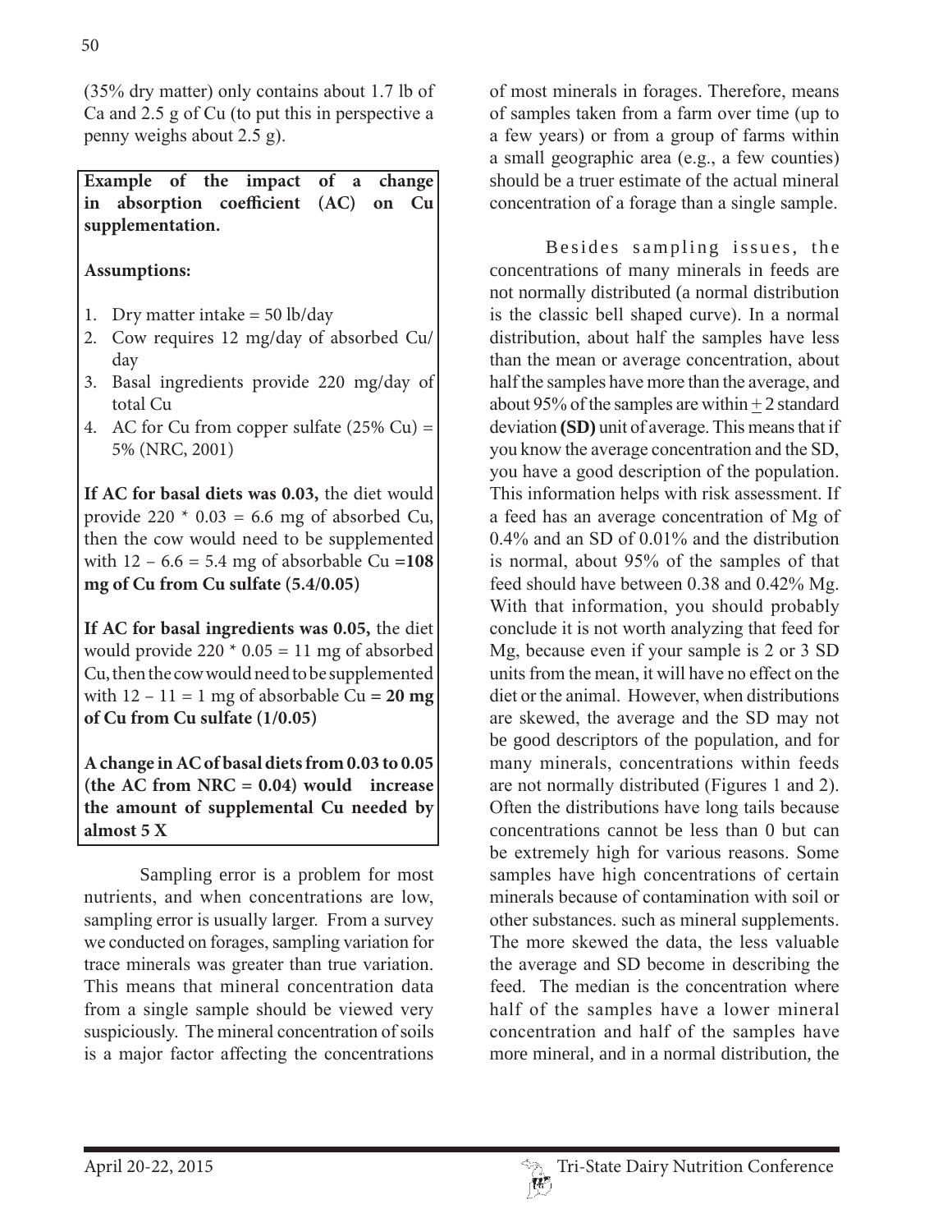(35% dry matter) only contains about 1.7 lb of Ca and 2.5 g of Cu (to put this in perspective a penny weighs about 2.5 g).

> **Example of the impact of a change in absorption coefficient (AC) on Cu supplementation.**
>
> **Assumptions:**
>
> 1. Dry matter intake = 50 lb/day
> 2. Cow requires 12 mg/day of absorbed Cu/day
> 3. Basal ingredients provide 220 mg/day of total Cu
> 4. AC for Cu from copper sulfate (25% Cu) = 5% (NRC, 2001)
>
> **If AC for basal diets was 0.03,** the diet would provide 220 * 0.03 = 6.6 mg of absorbed Cu, then the cow would need to be supplemented with 12 – 6.6 = 5.4 mg of absorbable Cu **=108 mg of Cu from Cu sulfate (5.4/0.05)**
>
> **If AC for basal ingredients was 0.05,** the diet would provide 220 * 0.05 = 11 mg of absorbed Cu, then the cow would need to be supplemented with 12 – 11 = 1 mg of absorbable Cu **= 20 mg of Cu from Cu sulfate (1/0.05)**
>
> **A change in AC of basal diets from 0.03 to 0.05 (the AC from NRC = 0.04) would increase the amount of supplemental Cu needed by almost 5 X**

Sampling error is a problem for most nutrients, and when concentrations are low, sampling error is usually larger. From a survey we conducted on forages, sampling variation for trace minerals was greater than true variation. This means that mineral concentration data from a single sample should be viewed very suspiciously. The mineral concentration of soils is a major factor affecting the concentrations of most minerals in forages. Therefore, means of samples taken from a farm over time (up to a few years) or from a group of farms within a small geographic area (e.g., a few counties) should be a truer estimate of the actual mineral concentration of a forage than a single sample.

Besides sampling issues, the concentrations of many minerals in feeds are not normally distributed (a normal distribution is the classic bell shaped curve). In a normal distribution, about half the samples have less than the mean or average concentration, about half the samples have more than the average, and about 95% of the samples are within ± 2 standard deviation **(SD)** unit of average. This means that if you know the average concentration and the SD, you have a good description of the population. This information helps with risk assessment. If a feed has an average concentration of Mg of 0.4% and an SD of 0.01% and the distribution is normal, about 95% of the samples of that feed should have between 0.38 and 0.42% Mg. With that information, you should probably conclude it is not worth analyzing that feed for Mg, because even if your sample is 2 or 3 SD units from the mean, it will have no effect on the diet or the animal. However, when distributions are skewed, the average and the SD may not be good descriptors of the population, and for many minerals, concentrations within feeds are not normally distributed (Figures 1 and 2). Often the distributions have long tails because concentrations cannot be less than 0 but can be extremely high for various reasons. Some samples have high concentrations of certain minerals because of contamination with soil or other substances. such as mineral supplements. The more skewed the data, the less valuable the average and SD become in describing the feed. The median is the concentration where half of the samples have a lower mineral concentration and half of the samples have more mineral, and in a normal distribution, the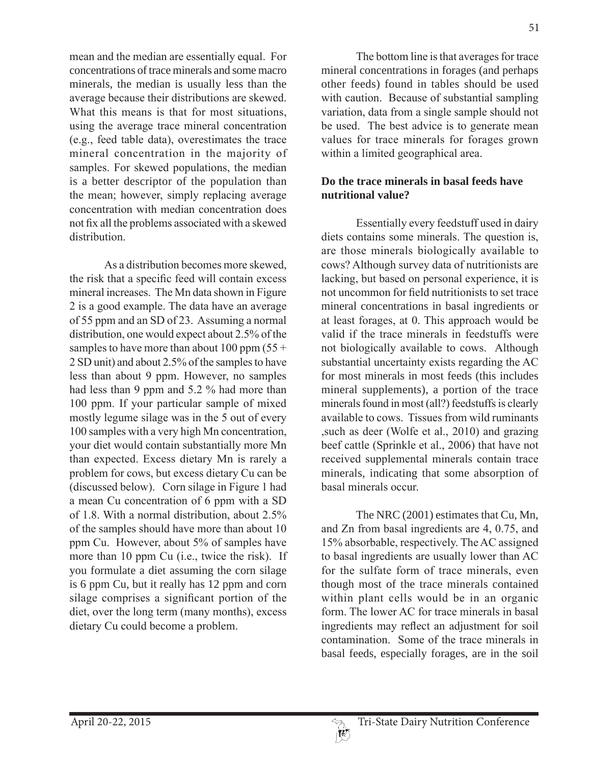mean and the median are essentially equal. For concentrations of trace minerals and some macro minerals, the median is usually less than the average because their distributions are skewed. What this means is that for most situations, using the average trace mineral concentration (e.g., feed table data), overestimates the trace mineral concentration in the majority of samples. For skewed populations, the median is a better descriptor of the population than the mean; however, simply replacing average concentration with median concentration does not fix all the problems associated with a skewed distribution.

As a distribution becomes more skewed, the risk that a specific feed will contain excess mineral increases. The Mn data shown in Figure 2 is a good example. The data have an average of 55 ppm and an SD of 23. Assuming a normal distribution, one would expect about 2.5% of the samples to have more than about 100 ppm (55 + 2 SD unit) and about 2.5% of the samples to have less than about 9 ppm. However, no samples had less than 9 ppm and 5.2 % had more than 100 ppm. If your particular sample of mixed mostly legume silage was in the 5 out of every 100 samples with a very high Mn concentration, your diet would contain substantially more Mn than expected. Excess dietary Mn is rarely a problem for cows, but excess dietary Cu can be (discussed below). Corn silage in Figure 1 had a mean Cu concentration of 6 ppm with a SD of 1.8. With a normal distribution, about 2.5% of the samples should have more than about 10 ppm Cu. However, about 5% of samples have more than 10 ppm Cu (i.e., twice the risk). If you formulate a diet assuming the corn silage is 6 ppm Cu, but it really has 12 ppm and corn silage comprises a significant portion of the diet, over the long term (many months), excess dietary Cu could become a problem.

The bottom line is that averages for trace mineral concentrations in forages (and perhaps other feeds) found in tables should be used with caution. Because of substantial sampling variation, data from a single sample should not be used. The best advice is to generate mean values for trace minerals for forages grown within a limited geographical area.

**Do the trace minerals in basal feeds have nutritional value?**

Essentially every feedstuff used in dairy diets contains some minerals. The question is, are those minerals biologically available to cows? Although survey data of nutritionists are lacking, but based on personal experience, it is not uncommon for field nutritionists to set trace mineral concentrations in basal ingredients or at least forages, at 0. This approach would be valid if the trace minerals in feedstuffs were not biologically available to cows. Although substantial uncertainty exists regarding the AC for most minerals in most feeds (this includes mineral supplements), a portion of the trace minerals found in most (all?) feedstuffs is clearly available to cows. Tissues from wild ruminants ,such as deer (Wolfe et al., 2010) and grazing beef cattle (Sprinkle et al., 2006) that have not received supplemental minerals contain trace minerals, indicating that some absorption of basal minerals occur.

The NRC (2001) estimates that Cu, Mn, and Zn from basal ingredients are 4, 0.75, and 15% absorbable, respectively. The AC assigned to basal ingredients are usually lower than AC for the sulfate form of trace minerals, even though most of the trace minerals contained within plant cells would be in an organic form. The lower AC for trace minerals in basal ingredients may reflect an adjustment for soil contamination. Some of the trace minerals in basal feeds, especially forages, are in the soil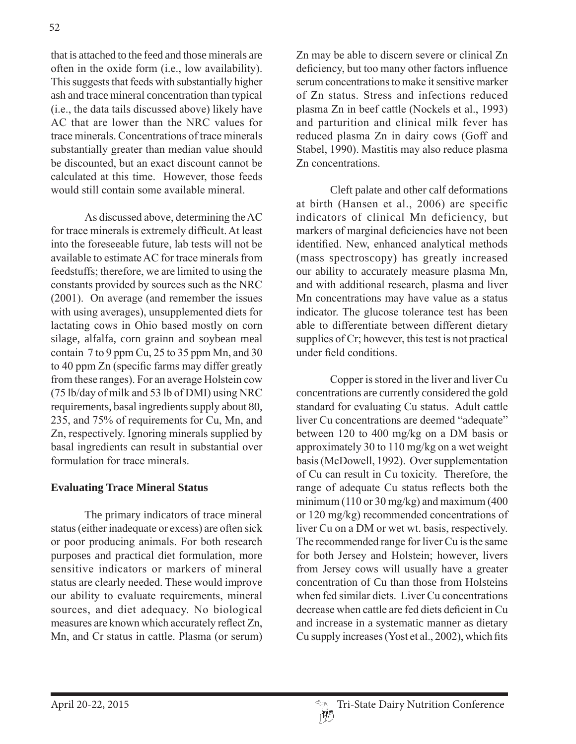that is attached to the feed and those minerals are often in the oxide form (i.e., low availability). This suggests that feeds with substantially higher ash and trace mineral concentration than typical (i.e., the data tails discussed above) likely have AC that are lower than the NRC values for trace minerals. Concentrations of trace minerals substantially greater than median value should be discounted, but an exact discount cannot be calculated at this time. However, those feeds would still contain some available mineral.

As discussed above, determining the AC for trace minerals is extremely difficult. At least into the foreseeable future, lab tests will not be available to estimate AC for trace minerals from feedstuffs; therefore, we are limited to using the constants provided by sources such as the NRC (2001). On average (and remember the issues with using averages), unsupplemented diets for lactating cows in Ohio based mostly on corn silage, alfalfa, corn grainn and soybean meal contain 7 to 9 ppm Cu, 25 to 35 ppm Mn, and 30 to 40 ppm Zn (specific farms may differ greatly from these ranges). For an average Holstein cow (75 lb/day of milk and 53 lb of DMI) using NRC requirements, basal ingredients supply about 80, 235, and 75% of requirements for Cu, Mn, and Zn, respectively. Ignoring minerals supplied by basal ingredients can result in substantial over formulation for trace minerals.

## Evaluating Trace Mineral Status

The primary indicators of trace mineral status (either inadequate or excess) are often sick or poor producing animals. For both research purposes and practical diet formulation, more sensitive indicators or markers of mineral status are clearly needed. These would improve our ability to evaluate requirements, mineral sources, and diet adequacy. No biological measures are known which accurately reflect Zn, Mn, and Cr status in cattle. Plasma (or serum) Zn may be able to discern severe or clinical Zn deficiency, but too many other factors influence serum concentrations to make it sensitive marker of Zn status. Stress and infections reduced plasma Zn in beef cattle (Nockels et al., 1993) and parturition and clinical milk fever has reduced plasma Zn in dairy cows (Goff and Stabel, 1990). Mastitis may also reduce plasma Zn concentrations.

Cleft palate and other calf deformations at birth (Hansen et al., 2006) are specific indicators of clinical Mn deficiency, but markers of marginal deficiencies have not been identified. New, enhanced analytical methods (mass spectroscopy) has greatly increased our ability to accurately measure plasma Mn, and with additional research, plasma and liver Mn concentrations may have value as a status indicator. The glucose tolerance test has been able to differentiate between different dietary supplies of Cr; however, this test is not practical under field conditions.

Copper is stored in the liver and liver Cu concentrations are currently considered the gold standard for evaluating Cu status. Adult cattle liver Cu concentrations are deemed "adequate" between 120 to 400 mg/kg on a DM basis or approximately 30 to 110 mg/kg on a wet weight basis (McDowell, 1992). Over supplementation of Cu can result in Cu toxicity. Therefore, the range of adequate Cu status reflects both the minimum (110 or 30 mg/kg) and maximum (400 or 120 mg/kg) recommended concentrations of liver Cu on a DM or wet wt. basis, respectively. The recommended range for liver Cu is the same for both Jersey and Holstein; however, livers from Jersey cows will usually have a greater concentration of Cu than those from Holsteins when fed similar diets. Liver Cu concentrations decrease when cattle are fed diets deficient in Cu and increase in a systematic manner as dietary Cu supply increases (Yost et al., 2002), which fits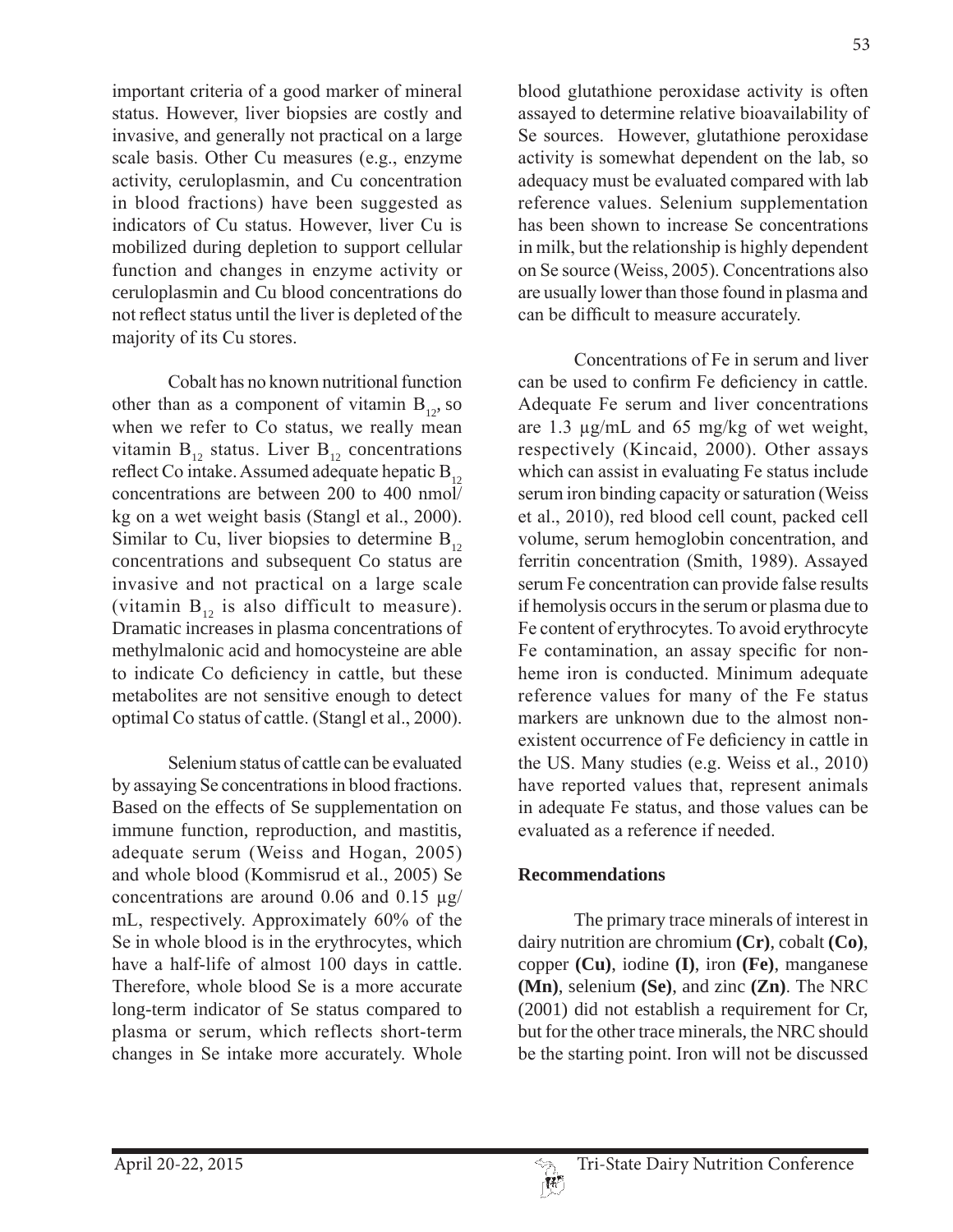important criteria of a good marker of mineral status. However, liver biopsies are costly and invasive, and generally not practical on a large scale basis. Other Cu measures (e.g., enzyme activity, ceruloplasmin, and Cu concentration in blood fractions) have been suggested as indicators of Cu status. However, liver Cu is mobilized during depletion to support cellular function and changes in enzyme activity or ceruloplasmin and Cu blood concentrations do not reflect status until the liver is depleted of the majority of its Cu stores.

Cobalt has no known nutritional function other than as a component of vitamin $B_{12}$, so when we refer to Co status, we really mean vitamin $B_{12}$ status. Liver $B_{12}$ concentrations reflect Co intake. Assumed adequate hepatic $B_{12}$ concentrations are between 200 to 400 nmol/kg on a wet weight basis (Stangl et al., 2000). Similar to Cu, liver biopsies to determine $B_{12}$ concentrations and subsequent Co status are invasive and not practical on a large scale (vitamin $B_{12}$ is also difficult to measure). Dramatic increases in plasma concentrations of methylmalonic acid and homocysteine are able to indicate Co deficiency in cattle, but these metabolites are not sensitive enough to detect optimal Co status of cattle. (Stangl et al., 2000).

Selenium status of cattle can be evaluated by assaying Se concentrations in blood fractions. Based on the effects of Se supplementation on immune function, reproduction, and mastitis, adequate serum (Weiss and Hogan, 2005) and whole blood (Kommisrud et al., 2005) Se concentrations are around 0.06 and 0.15 µg/mL, respectively. Approximately 60% of the Se in whole blood is in the erythrocytes, which have a half-life of almost 100 days in cattle. Therefore, whole blood Se is a more accurate long-term indicator of Se status compared to plasma or serum, which reflects short-term changes in Se intake more accurately. Whole blood glutathione peroxidase activity is often assayed to determine relative bioavailability of Se sources. However, glutathione peroxidase activity is somewhat dependent on the lab, so adequacy must be evaluated compared with lab reference values. Selenium supplementation has been shown to increase Se concentrations in milk, but the relationship is highly dependent on Se source (Weiss, 2005). Concentrations also are usually lower than those found in plasma and can be difficult to measure accurately.

Concentrations of Fe in serum and liver can be used to confirm Fe deficiency in cattle. Adequate Fe serum and liver concentrations are 1.3 µg/mL and 65 mg/kg of wet weight, respectively (Kincaid, 2000). Other assays which can assist in evaluating Fe status include serum iron binding capacity or saturation (Weiss et al., 2010), red blood cell count, packed cell volume, serum hemoglobin concentration, and ferritin concentration (Smith, 1989). Assayed serum Fe concentration can provide false results if hemolysis occurs in the serum or plasma due to Fe content of erythrocytes. To avoid erythrocyte Fe contamination, an assay specific for non-heme iron is conducted. Minimum adequate reference values for many of the Fe status markers are unknown due to the almost non-existent occurrence of Fe deficiency in cattle in the US. Many studies (e.g. Weiss et al., 2010) have reported values that, represent animals in adequate Fe status, and those values can be evaluated as a reference if needed.

## Recommendations

The primary trace minerals of interest in dairy nutrition are chromium **(Cr)**, cobalt **(Co)**, copper **(Cu)**, iodine **(I)**, iron **(Fe)**, manganese **(Mn)**, selenium **(Se)**, and zinc **(Zn)**. The NRC (2001) did not establish a requirement for Cr, but for the other trace minerals, the NRC should be the starting point. Iron will not be discussed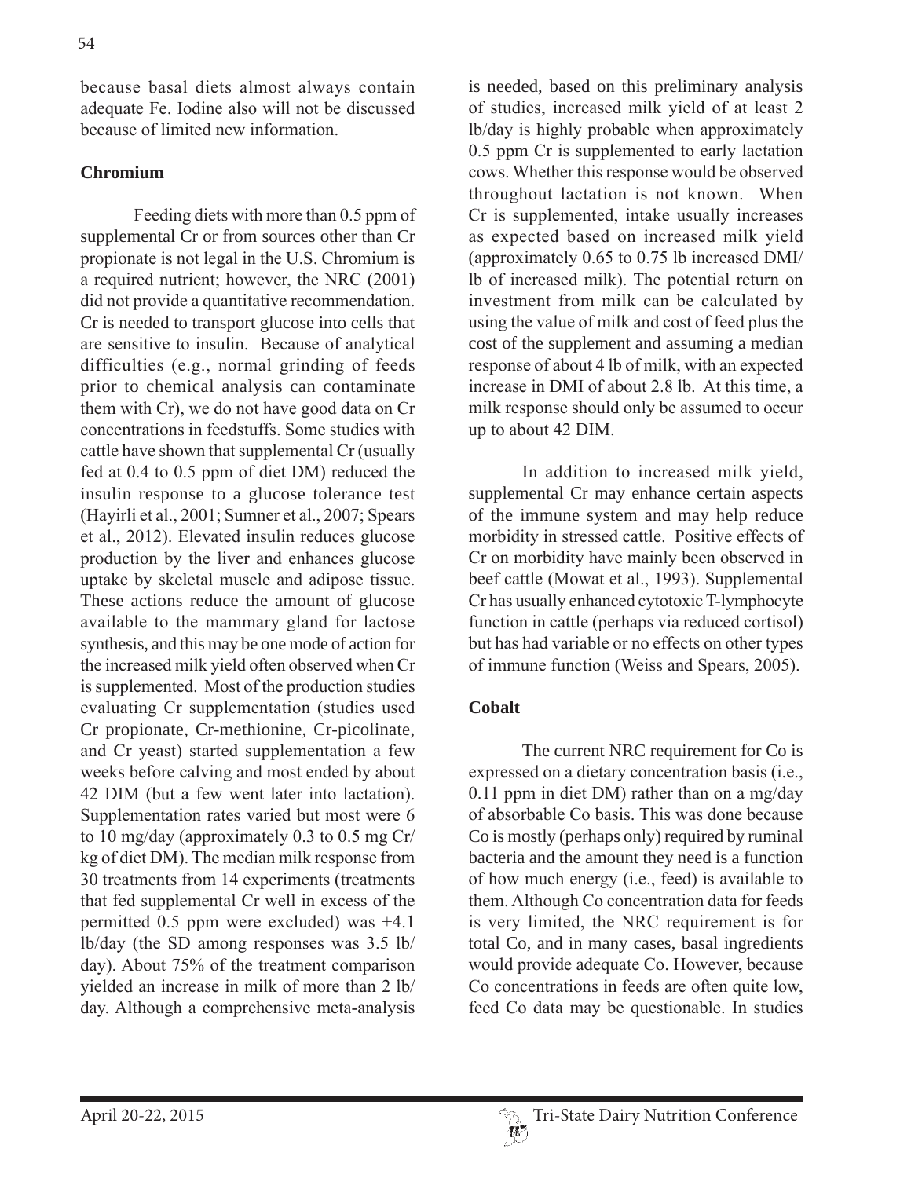because basal diets almost always contain adequate Fe. Iodine also will not be discussed because of limited new information.

## Chromium

Feeding diets with more than 0.5 ppm of supplemental Cr or from sources other than Cr propionate is not legal in the U.S. Chromium is a required nutrient; however, the NRC (2001) did not provide a quantitative recommendation. Cr is needed to transport glucose into cells that are sensitive to insulin. Because of analytical difficulties (e.g., normal grinding of feeds prior to chemical analysis can contaminate them with Cr), we do not have good data on Cr concentrations in feedstuffs. Some studies with cattle have shown that supplemental Cr (usually fed at 0.4 to 0.5 ppm of diet DM) reduced the insulin response to a glucose tolerance test (Hayirli et al., 2001; Sumner et al., 2007; Spears et al., 2012). Elevated insulin reduces glucose production by the liver and enhances glucose uptake by skeletal muscle and adipose tissue. These actions reduce the amount of glucose available to the mammary gland for lactose synthesis, and this may be one mode of action for the increased milk yield often observed when Cr is supplemented. Most of the production studies evaluating Cr supplementation (studies used Cr propionate, Cr-methionine, Cr-picolinate, and Cr yeast) started supplementation a few weeks before calving and most ended by about 42 DIM (but a few went later into lactation). Supplementation rates varied but most were 6 to 10 mg/day (approximately 0.3 to 0.5 mg Cr/kg of diet DM). The median milk response from 30 treatments from 14 experiments (treatments that fed supplemental Cr well in excess of the permitted 0.5 ppm were excluded) was +4.1 lb/day (the SD among responses was 3.5 lb/day). About 75% of the treatment comparison yielded an increase in milk of more than 2 lb/day. Although a comprehensive meta-analysis is needed, based on this preliminary analysis of studies, increased milk yield of at least 2 lb/day is highly probable when approximately 0.5 ppm Cr is supplemented to early lactation cows. Whether this response would be observed throughout lactation is not known. When Cr is supplemented, intake usually increases as expected based on increased milk yield (approximately 0.65 to 0.75 lb increased DMI/lb of increased milk). The potential return on investment from milk can be calculated by using the value of milk and cost of feed plus the cost of the supplement and assuming a median response of about 4 lb of milk, with an expected increase in DMI of about 2.8 lb. At this time, a milk response should only be assumed to occur up to about 42 DIM.

In addition to increased milk yield, supplemental Cr may enhance certain aspects of the immune system and may help reduce morbidity in stressed cattle. Positive effects of Cr on morbidity have mainly been observed in beef cattle (Mowat et al., 1993). Supplemental Cr has usually enhanced cytotoxic T-lymphocyte function in cattle (perhaps via reduced cortisol) but has had variable or no effects on other types of immune function (Weiss and Spears, 2005).

## Cobalt

The current NRC requirement for Co is expressed on a dietary concentration basis (i.e., 0.11 ppm in diet DM) rather than on a mg/day of absorbable Co basis. This was done because Co is mostly (perhaps only) required by ruminal bacteria and the amount they need is a function of how much energy (i.e., feed) is available to them. Although Co concentration data for feeds is very limited, the NRC requirement is for total Co, and in many cases, basal ingredients would provide adequate Co. However, because Co concentrations in feeds are often quite low, feed Co data may be questionable. In studies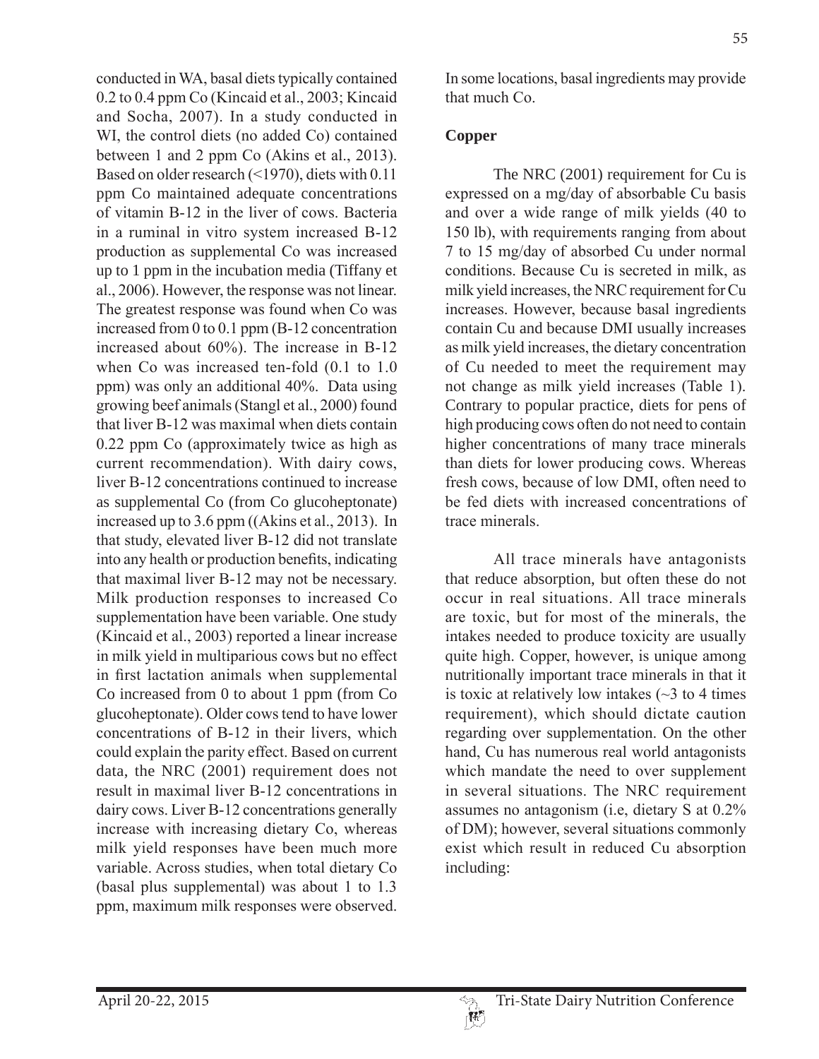conducted in WA, basal diets typically contained 0.2 to 0.4 ppm Co (Kincaid et al., 2003; Kincaid and Socha, 2007). In a study conducted in WI, the control diets (no added Co) contained between 1 and 2 ppm Co (Akins et al., 2013). Based on older research (<1970), diets with 0.11 ppm Co maintained adequate concentrations of vitamin B-12 in the liver of cows. Bacteria in a ruminal in vitro system increased B-12 production as supplemental Co was increased up to 1 ppm in the incubation media (Tiffany et al., 2006). However, the response was not linear. The greatest response was found when Co was increased from 0 to 0.1 ppm (B-12 concentration increased about 60%). The increase in B-12 when Co was increased ten-fold (0.1 to 1.0 ppm) was only an additional 40%. Data using growing beef animals (Stangl et al., 2000) found that liver B-12 was maximal when diets contain 0.22 ppm Co (approximately twice as high as current recommendation). With dairy cows, liver B-12 concentrations continued to increase as supplemental Co (from Co glucoheptonate) increased up to 3.6 ppm ((Akins et al., 2013). In that study, elevated liver B-12 did not translate into any health or production benefits, indicating that maximal liver B-12 may not be necessary. Milk production responses to increased Co supplementation have been variable. One study (Kincaid et al., 2003) reported a linear increase in milk yield in multiparious cows but no effect in first lactation animals when supplemental Co increased from 0 to about 1 ppm (from Co glucoheptonate). Older cows tend to have lower concentrations of B-12 in their livers, which could explain the parity effect. Based on current data, the NRC (2001) requirement does not result in maximal liver B-12 concentrations in dairy cows. Liver B-12 concentrations generally increase with increasing dietary Co, whereas milk yield responses have been much more variable. Across studies, when total dietary Co (basal plus supplemental) was about 1 to 1.3 ppm, maximum milk responses were observed. In some locations, basal ingredients may provide that much Co.

## Copper

The NRC (2001) requirement for Cu is expressed on a mg/day of absorbable Cu basis and over a wide range of milk yields (40 to 150 lb), with requirements ranging from about 7 to 15 mg/day of absorbed Cu under normal conditions. Because Cu is secreted in milk, as milk yield increases, the NRC requirement for Cu increases. However, because basal ingredients contain Cu and because DMI usually increases as milk yield increases, the dietary concentration of Cu needed to meet the requirement may not change as milk yield increases (Table 1). Contrary to popular practice, diets for pens of high producing cows often do not need to contain higher concentrations of many trace minerals than diets for lower producing cows. Whereas fresh cows, because of low DMI, often need to be fed diets with increased concentrations of trace minerals.

All trace minerals have antagonists that reduce absorption, but often these do not occur in real situations. All trace minerals are toxic, but for most of the minerals, the intakes needed to produce toxicity are usually quite high. Copper, however, is unique among nutritionally important trace minerals in that it is toxic at relatively low intakes (~3 to 4 times requirement), which should dictate caution regarding over supplementation. On the other hand, Cu has numerous real world antagonists which mandate the need to over supplement in several situations. The NRC requirement assumes no antagonism (i.e, dietary S at 0.2% of DM); however, several situations commonly exist which result in reduced Cu absorption including: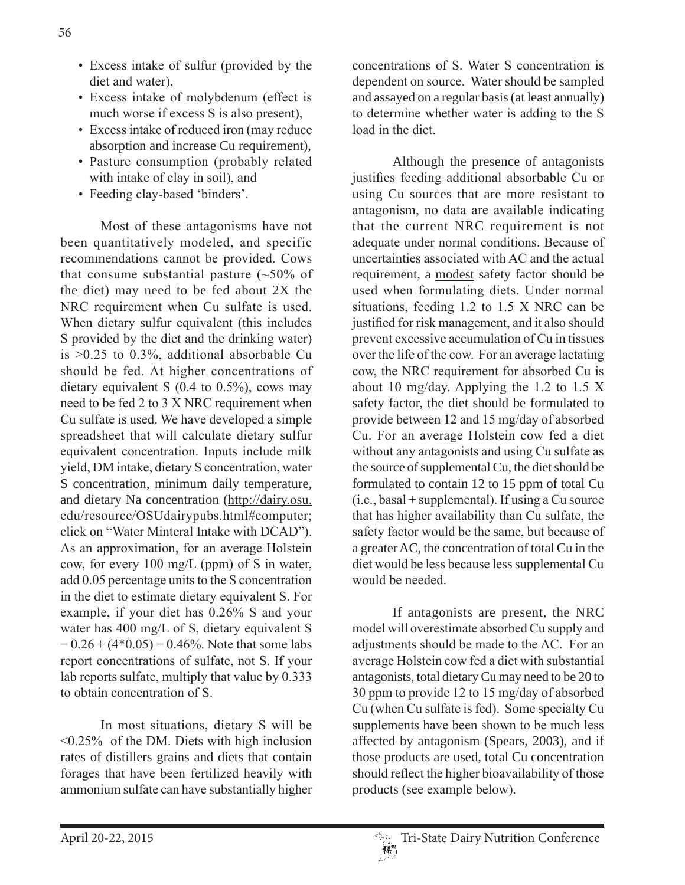- Excess intake of sulfur (provided by the diet and water),
- Excess intake of molybdenum (effect is much worse if excess S is also present),
- Excess intake of reduced iron (may reduce absorption and increase Cu requirement),
- Pasture consumption (probably related with intake of clay in soil), and
- Feeding clay-based 'binders'.

Most of these antagonisms have not been quantitatively modeled, and specific recommendations cannot be provided. Cows that consume substantial pasture (~50% of the diet) may need to be fed about 2X the NRC requirement when Cu sulfate is used. When dietary sulfur equivalent (this includes S provided by the diet and the drinking water) is >0.25 to 0.3%, additional absorbable Cu should be fed. At higher concentrations of dietary equivalent S (0.4 to 0.5%), cows may need to be fed 2 to 3 X NRC requirement when Cu sulfate is used. We have developed a simple spreadsheet that will calculate dietary sulfur equivalent concentration. Inputs include milk yield, DM intake, dietary S concentration, water S concentration, minimum daily temperature, and dietary Na concentration (http://dairy.osu.edu/resource/OSUdairypubs.html#computer; click on "Water Minteral Intake with DCAD"). As an approximation, for an average Holstein cow, for every 100 mg/L (ppm) of S in water, add 0.05 percentage units to the S concentration in the diet to estimate dietary equivalent S. For example, if your diet has 0.26% S and your water has 400 mg/L of S, dietary equivalent S = 0.26 + (4*0.05) = 0.46%. Note that some labs report concentrations of sulfate, not S. If your lab reports sulfate, multiply that value by 0.333 to obtain concentration of S.

In most situations, dietary S will be <0.25% of the DM. Diets with high inclusion rates of distillers grains and diets that contain forages that have been fertilized heavily with ammonium sulfate can have substantially higher concentrations of S. Water S concentration is dependent on source. Water should be sampled and assayed on a regular basis (at least annually) to determine whether water is adding to the S load in the diet.

Although the presence of antagonists justifies feeding additional absorbable Cu or using Cu sources that are more resistant to antagonism, no data are available indicating that the current NRC requirement is not adequate under normal conditions. Because of uncertainties associated with AC and the actual requirement, a modest safety factor should be used when formulating diets. Under normal situations, feeding 1.2 to 1.5 X NRC can be justified for risk management, and it also should prevent excessive accumulation of Cu in tissues over the life of the cow. For an average lactating cow, the NRC requirement for absorbed Cu is about 10 mg/day. Applying the 1.2 to 1.5 X safety factor, the diet should be formulated to provide between 12 and 15 mg/day of absorbed Cu. For an average Holstein cow fed a diet without any antagonists and using Cu sulfate as the source of supplemental Cu, the diet should be formulated to contain 12 to 15 ppm of total Cu (i.e., basal + supplemental). If using a Cu source that has higher availability than Cu sulfate, the safety factor would be the same, but because of a greater AC, the concentration of total Cu in the diet would be less because less supplemental Cu would be needed.

If antagonists are present, the NRC model will overestimate absorbed Cu supply and adjustments should be made to the AC. For an average Holstein cow fed a diet with substantial antagonists, total dietary Cu may need to be 20 to 30 ppm to provide 12 to 15 mg/day of absorbed Cu (when Cu sulfate is fed). Some specialty Cu supplements have been shown to be much less affected by antagonism (Spears, 2003), and if those products are used, total Cu concentration should reflect the higher bioavailability of those products (see example below).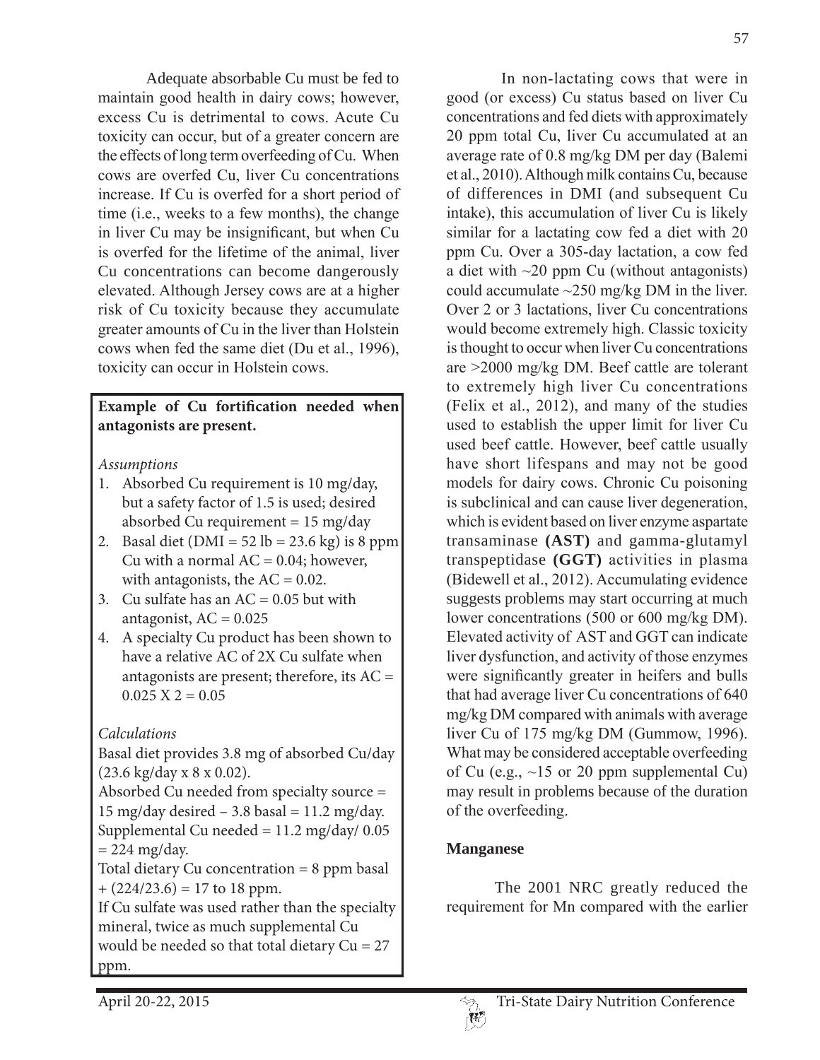Adequate absorbable Cu must be fed to maintain good health in dairy cows; however, excess Cu is detrimental to cows. Acute Cu toxicity can occur, but of a greater concern are the effects of long term overfeeding of Cu. When cows are overfed Cu, liver Cu concentrations increase. If Cu is overfed for a short period of time (i.e., weeks to a few months), the change in liver Cu may be insignificant, but when Cu is overfed for the lifetime of the animal, liver Cu concentrations can become dangerously elevated. Although Jersey cows are at a higher risk of Cu toxicity because they accumulate greater amounts of Cu in the liver than Holstein cows when fed the same diet (Du et al., 1996), toxicity can occur in Holstein cows.

**Example of Cu fortification needed when antagonists are present.**

*Assumptions*

1. Absorbed Cu requirement is 10 mg/day, but a safety factor of 1.5 is used; desired absorbed Cu requirement = 15 mg/day
2. Basal diet (DMI = 52 lb = 23.6 kg) is 8 ppm Cu with a normal AC = 0.04; however, with antagonists, the AC = 0.02.
3. Cu sulfate has an AC = 0.05 but with antagonist, AC = 0.025
4. A specialty Cu product has been shown to have a relative AC of 2X Cu sulfate when antagonists are present; therefore, its AC = 0.025 X 2 = 0.05

*Calculations*

Basal diet provides 3.8 mg of absorbed Cu/day (23.6 kg/day x 8 x 0.02).

Absorbed Cu needed from specialty source = 15 mg/day desired – 3.8 basal = 11.2 mg/day.

Supplemental Cu needed = 11.2 mg/day/ 0.05 = 224 mg/day.

Total dietary Cu concentration = 8 ppm basal + (224/23.6) = 17 to 18 ppm.

If Cu sulfate was used rather than the specialty mineral, twice as much supplemental Cu would be needed so that total dietary Cu = 27 ppm.

In non-lactating cows that were in good (or excess) Cu status based on liver Cu concentrations and fed diets with approximately 20 ppm total Cu, liver Cu accumulated at an average rate of 0.8 mg/kg DM per day (Balemi et al., 2010). Although milk contains Cu, because of differences in DMI (and subsequent Cu intake), this accumulation of liver Cu is likely similar for a lactating cow fed a diet with 20 ppm Cu. Over a 305-day lactation, a cow fed a diet with ~20 ppm Cu (without antagonists) could accumulate ~250 mg/kg DM in the liver. Over 2 or 3 lactations, liver Cu concentrations would become extremely high. Classic toxicity is thought to occur when liver Cu concentrations are >2000 mg/kg DM. Beef cattle are tolerant to extremely high liver Cu concentrations (Felix et al., 2012), and many of the studies used to establish the upper limit for liver Cu used beef cattle. However, beef cattle usually have short lifespans and may not be good models for dairy cows. Chronic Cu poisoning is subclinical and can cause liver degeneration, which is evident based on liver enzyme aspartate transaminase **(AST)** and gamma-glutamyl transpeptidase **(GGT)** activities in plasma (Bidewell et al., 2012). Accumulating evidence suggests problems may start occurring at much lower concentrations (500 or 600 mg/kg DM). Elevated activity of AST and GGT can indicate liver dysfunction, and activity of those enzymes were significantly greater in heifers and bulls that had average liver Cu concentrations of 640 mg/kg DM compared with animals with average liver Cu of 175 mg/kg DM (Gummow, 1996). What may be considered acceptable overfeeding of Cu (e.g., ~15 or 20 ppm supplemental Cu) may result in problems because of the duration of the overfeeding.

## Manganese

The 2001 NRC greatly reduced the requirement for Mn compared with the earlier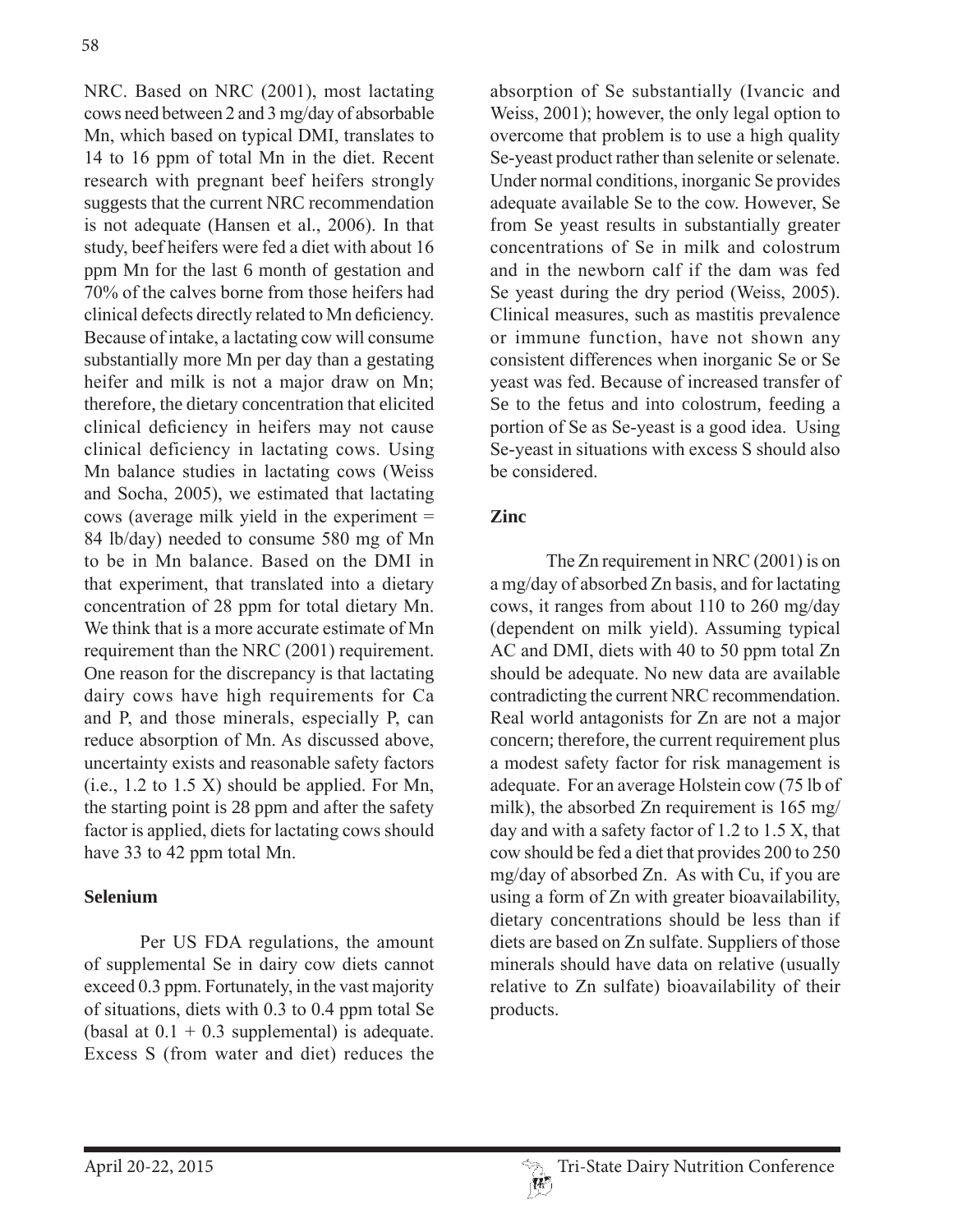NRC. Based on NRC (2001), most lactating cows need between 2 and 3 mg/day of absorbable Mn, which based on typical DMI, translates to 14 to 16 ppm of total Mn in the diet. Recent research with pregnant beef heifers strongly suggests that the current NRC recommendation is not adequate (Hansen et al., 2006). In that study, beef heifers were fed a diet with about 16 ppm Mn for the last 6 month of gestation and 70% of the calves borne from those heifers had clinical defects directly related to Mn deficiency. Because of intake, a lactating cow will consume substantially more Mn per day than a gestating heifer and milk is not a major draw on Mn; therefore, the dietary concentration that elicited clinical deficiency in heifers may not cause clinical deficiency in lactating cows. Using Mn balance studies in lactating cows (Weiss and Socha, 2005), we estimated that lactating cows (average milk yield in the experiment = 84 lb/day) needed to consume 580 mg of Mn to be in Mn balance. Based on the DMI in that experiment, that translated into a dietary concentration of 28 ppm for total dietary Mn. We think that is a more accurate estimate of Mn requirement than the NRC (2001) requirement. One reason for the discrepancy is that lactating dairy cows have high requirements for Ca and P, and those minerals, especially P, can reduce absorption of Mn. As discussed above, uncertainty exists and reasonable safety factors (i.e., 1.2 to 1.5 X) should be applied. For Mn, the starting point is 28 ppm and after the safety factor is applied, diets for lactating cows should have 33 to 42 ppm total Mn.

## Selenium

Per US FDA regulations, the amount of supplemental Se in dairy cow diets cannot exceed 0.3 ppm. Fortunately, in the vast majority of situations, diets with 0.3 to 0.4 ppm total Se (basal at 0.1 + 0.3 supplemental) is adequate. Excess S (from water and diet) reduces the absorption of Se substantially (Ivancic and Weiss, 2001); however, the only legal option to overcome that problem is to use a high quality Se-yeast product rather than selenite or selenate. Under normal conditions, inorganic Se provides adequate available Se to the cow. However, Se from Se yeast results in substantially greater concentrations of Se in milk and colostrum and in the newborn calf if the dam was fed Se yeast during the dry period (Weiss, 2005). Clinical measures, such as mastitis prevalence or immune function, have not shown any consistent differences when inorganic Se or Se yeast was fed. Because of increased transfer of Se to the fetus and into colostrum, feeding a portion of Se as Se-yeast is a good idea. Using Se-yeast in situations with excess S should also be considered.

## Zinc

The Zn requirement in NRC (2001) is on a mg/day of absorbed Zn basis, and for lactating cows, it ranges from about 110 to 260 mg/day (dependent on milk yield). Assuming typical AC and DMI, diets with 40 to 50 ppm total Zn should be adequate. No new data are available contradicting the current NRC recommendation. Real world antagonists for Zn are not a major concern; therefore, the current requirement plus a modest safety factor for risk management is adequate. For an average Holstein cow (75 lb of milk), the absorbed Zn requirement is 165 mg/day and with a safety factor of 1.2 to 1.5 X, that cow should be fed a diet that provides 200 to 250 mg/day of absorbed Zn. As with Cu, if you are using a form of Zn with greater bioavailability, dietary concentrations should be less than if diets are based on Zn sulfate. Suppliers of those minerals should have data on relative (usually relative to Zn sulfate) bioavailability of their products.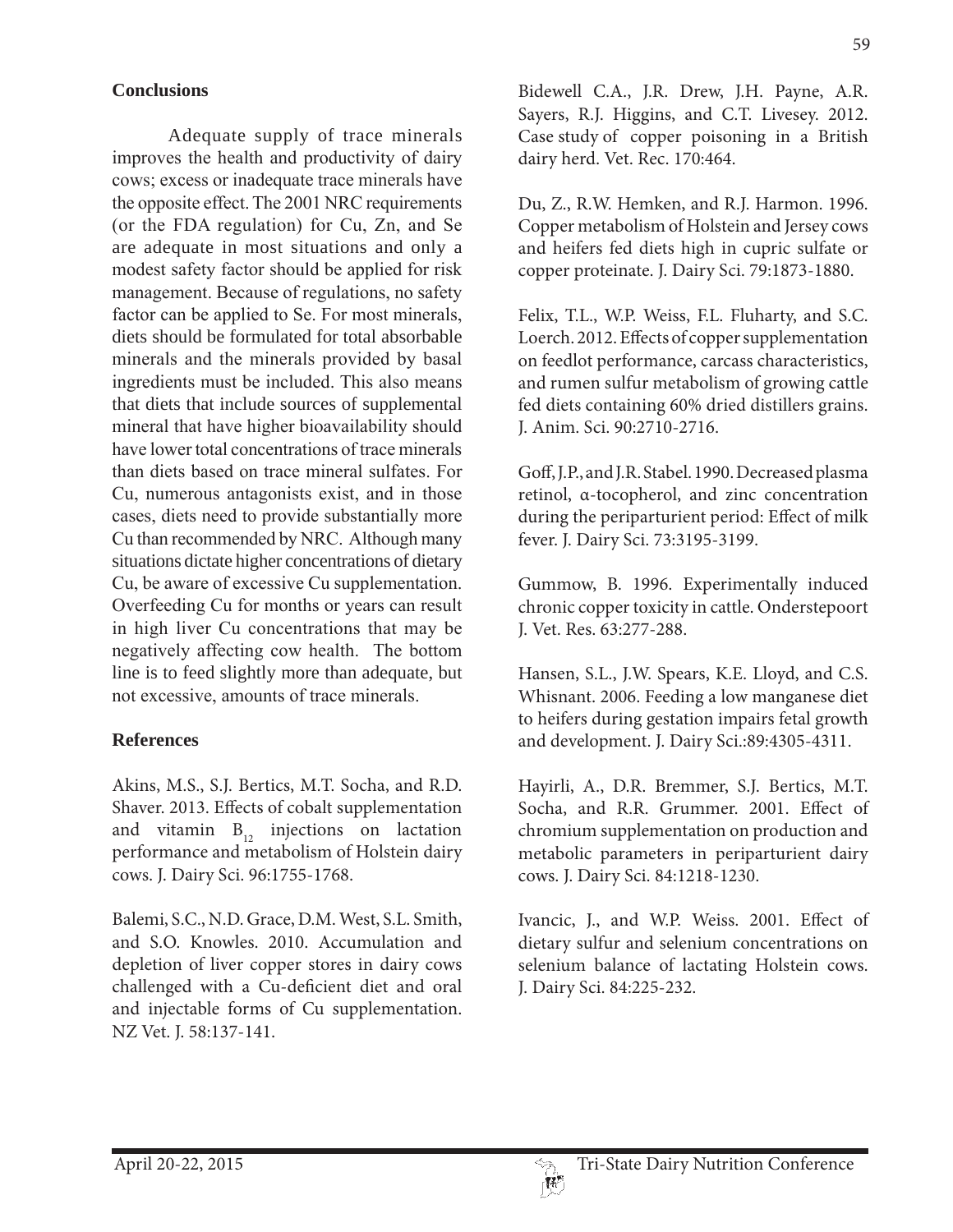## Conclusions

Adequate supply of trace minerals improves the health and productivity of dairy cows; excess or inadequate trace minerals have the opposite effect. The 2001 NRC requirements (or the FDA regulation) for Cu, Zn, and Se are adequate in most situations and only a modest safety factor should be applied for risk management. Because of regulations, no safety factor can be applied to Se. For most minerals, diets should be formulated for total absorbable minerals and the minerals provided by basal ingredients must be included. This also means that diets that include sources of supplemental mineral that have higher bioavailability should have lower total concentrations of trace minerals than diets based on trace mineral sulfates. For Cu, numerous antagonists exist, and in those cases, diets need to provide substantially more Cu than recommended by NRC. Although many situations dictate higher concentrations of dietary Cu, be aware of excessive Cu supplementation. Overfeeding Cu for months or years can result in high liver Cu concentrations that may be negatively affecting cow health. The bottom line is to feed slightly more than adequate, but not excessive, amounts of trace minerals.

## References

Akins, M.S., S.J. Bertics, M.T. Socha, and R.D. Shaver. 2013. Effects of cobalt supplementation and vitamin $B_{12}$ injections on lactation performance and metabolism of Holstein dairy cows. J. Dairy Sci. 96:1755-1768.

Balemi, S.C., N.D. Grace, D.M. West, S.L. Smith, and S.O. Knowles. 2010. Accumulation and depletion of liver copper stores in dairy cows challenged with a Cu-deficient diet and oral and injectable forms of Cu supplementation. NZ Vet. J. 58:137-141.

Bidewell C.A., J.R. Drew, J.H. Payne, A.R. Sayers, R.J. Higgins, and C.T. Livesey. 2012. Case study of copper poisoning in a British dairy herd. Vet. Rec. 170:464.

Du, Z., R.W. Hemken, and R.J. Harmon. 1996. Copper metabolism of Holstein and Jersey cows and heifers fed diets high in cupric sulfate or copper proteinate. J. Dairy Sci. 79:1873-1880.

Felix, T.L., W.P. Weiss, F.L. Fluharty, and S.C. Loerch. 2012. Effects of copper supplementation on feedlot performance, carcass characteristics, and rumen sulfur metabolism of growing cattle fed diets containing 60% dried distillers grains. J. Anim. Sci. 90:2710-2716.

Goff, J.P., and J.R. Stabel. 1990. Decreased plasma retinol, α-tocopherol, and zinc concentration during the periparturient period: Effect of milk fever. J. Dairy Sci. 73:3195-3199.

Gummow, B. 1996. Experimentally induced chronic copper toxicity in cattle. Onderstepoort J. Vet. Res. 63:277-288.

Hansen, S.L., J.W. Spears, K.E. Lloyd, and C.S. Whisnant. 2006. Feeding a low manganese diet to heifers during gestation impairs fetal growth and development. J. Dairy Sci.:89:4305-4311.

Hayirli, A., D.R. Bremmer, S.J. Bertics, M.T. Socha, and R.R. Grummer. 2001. Effect of chromium supplementation on production and metabolic parameters in periparturient dairy cows. J. Dairy Sci. 84:1218-1230.

Ivancic, J., and W.P. Weiss. 2001. Effect of dietary sulfur and selenium concentrations on selenium balance of lactating Holstein cows. J. Dairy Sci. 84:225-232.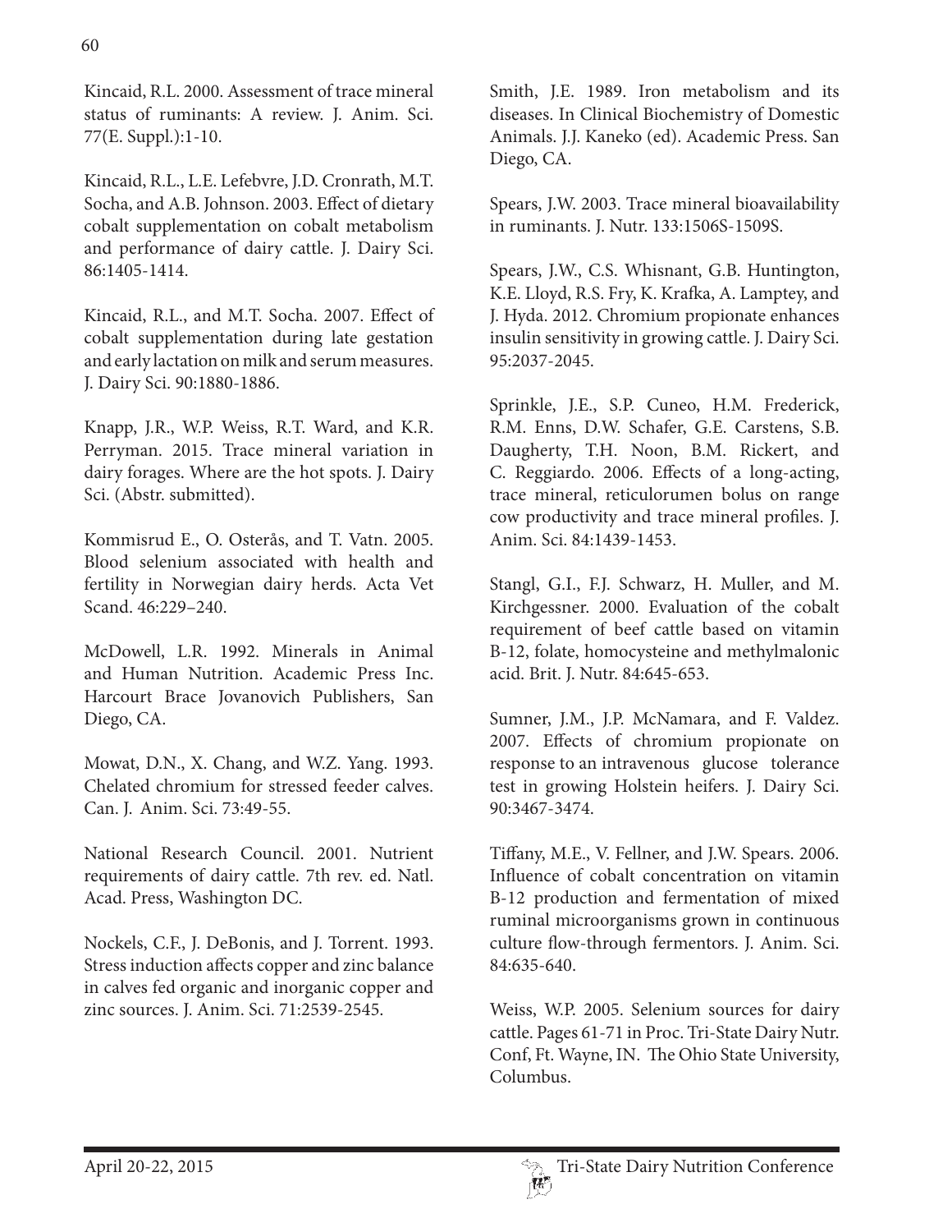Kincaid, R.L. 2000. Assessment of trace mineral status of ruminants: A review. J. Anim. Sci. 77(E. Suppl.):1-10.

Kincaid, R.L., L.E. Lefebvre, J.D. Cronrath, M.T. Socha, and A.B. Johnson. 2003. Effect of dietary cobalt supplementation on cobalt metabolism and performance of dairy cattle. J. Dairy Sci. 86:1405-1414.

Kincaid, R.L., and M.T. Socha. 2007. Effect of cobalt supplementation during late gestation and early lactation on milk and serum measures. J. Dairy Sci. 90:1880-1886.

Knapp, J.R., W.P. Weiss, R.T. Ward, and K.R. Perryman. 2015. Trace mineral variation in dairy forages. Where are the hot spots. J. Dairy Sci. (Abstr. submitted).

Kommisrud E., O. Osterås, and T. Vatn. 2005. Blood selenium associated with health and fertility in Norwegian dairy herds. Acta Vet Scand. 46:229–240.

McDowell, L.R. 1992. Minerals in Animal and Human Nutrition. Academic Press Inc. Harcourt Brace Jovanovich Publishers, San Diego, CA.

Mowat, D.N., X. Chang, and W.Z. Yang. 1993. Chelated chromium for stressed feeder calves. Can. J. Anim. Sci. 73:49-55.

National Research Council. 2001. Nutrient requirements of dairy cattle. 7th rev. ed. Natl. Acad. Press, Washington DC.

Nockels, C.F., J. DeBonis, and J. Torrent. 1993. Stress induction affects copper and zinc balance in calves fed organic and inorganic copper and zinc sources. J. Anim. Sci. 71:2539-2545.

Smith, J.E. 1989. Iron metabolism and its diseases. In Clinical Biochemistry of Domestic Animals. J.J. Kaneko (ed). Academic Press. San Diego, CA.

Spears, J.W. 2003. Trace mineral bioavailability in ruminants. J. Nutr. 133:1506S-1509S.

Spears, J.W., C.S. Whisnant, G.B. Huntington, K.E. Lloyd, R.S. Fry, K. Krafka, A. Lamptey, and J. Hyda. 2012. Chromium propionate enhances insulin sensitivity in growing cattle. J. Dairy Sci. 95:2037-2045.

Sprinkle, J.E., S.P. Cuneo, H.M. Frederick, R.M. Enns, D.W. Schafer, G.E. Carstens, S.B. Daugherty, T.H. Noon, B.M. Rickert, and C. Reggiardo. 2006. Effects of a long-acting, trace mineral, reticulorumen bolus on range cow productivity and trace mineral profiles. J. Anim. Sci. 84:1439-1453.

Stangl, G.I., F.J. Schwarz, H. Muller, and M. Kirchgessner. 2000. Evaluation of the cobalt requirement of beef cattle based on vitamin B-12, folate, homocysteine and methylmalonic acid. Brit. J. Nutr. 84:645-653.

Sumner, J.M., J.P. McNamara, and F. Valdez. 2007. Effects of chromium propionate on response to an intravenous glucose tolerance test in growing Holstein heifers. J. Dairy Sci. 90:3467-3474.

Tiffany, M.E., V. Fellner, and J.W. Spears. 2006. Influence of cobalt concentration on vitamin B-12 production and fermentation of mixed ruminal microorganisms grown in continuous culture flow-through fermentors. J. Anim. Sci. 84:635-640.

Weiss, W.P. 2005. Selenium sources for dairy cattle. Pages 61-71 in Proc. Tri-State Dairy Nutr. Conf, Ft. Wayne, IN. The Ohio State University, Columbus.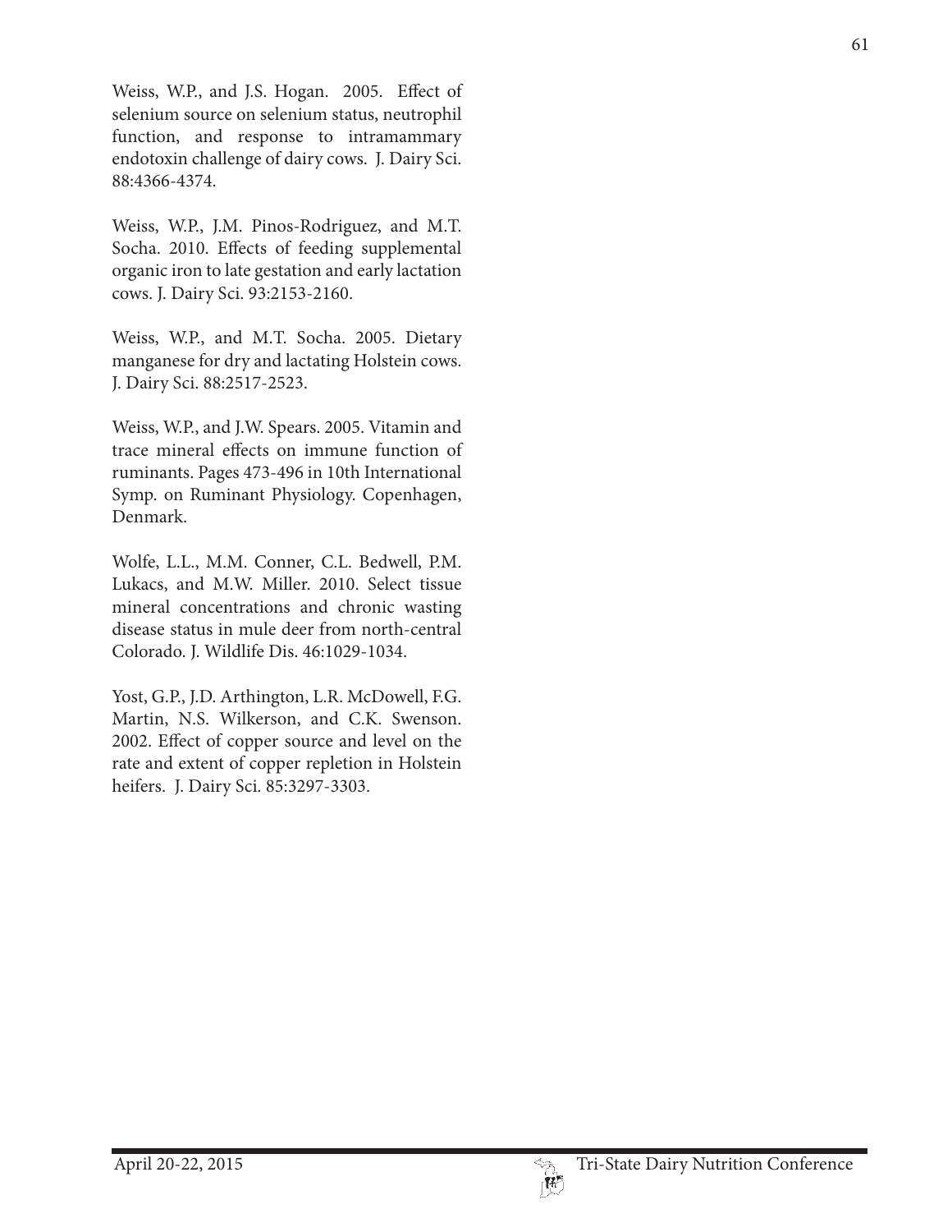Weiss, W.P., and J.S. Hogan. 2005. Effect of selenium source on selenium status, neutrophil function, and response to intramammary endotoxin challenge of dairy cows. J. Dairy Sci. 88:4366-4374.

Weiss, W.P., J.M. Pinos-Rodriguez, and M.T. Socha. 2010. Effects of feeding supplemental organic iron to late gestation and early lactation cows. J. Dairy Sci. 93:2153-2160.

Weiss, W.P., and M.T. Socha. 2005. Dietary manganese for dry and lactating Holstein cows. J. Dairy Sci. 88:2517-2523.

Weiss, W.P., and J.W. Spears. 2005. Vitamin and trace mineral effects on immune function of ruminants. Pages 473-496 in 10th International Symp. on Ruminant Physiology. Copenhagen, Denmark.

Wolfe, L.L., M.M. Conner, C.L. Bedwell, P.M. Lukacs, and M.W. Miller. 2010. Select tissue mineral concentrations and chronic wasting disease status in mule deer from north-central Colorado. J. Wildlife Dis. 46:1029-1034.

Yost, G.P., J.D. Arthington, L.R. McDowell, F.G. Martin, N.S. Wilkerson, and C.K. Swenson. 2002. Effect of copper source and level on the rate and extent of copper repletion in Holstein heifers. J. Dairy Sci. 85:3297-3303.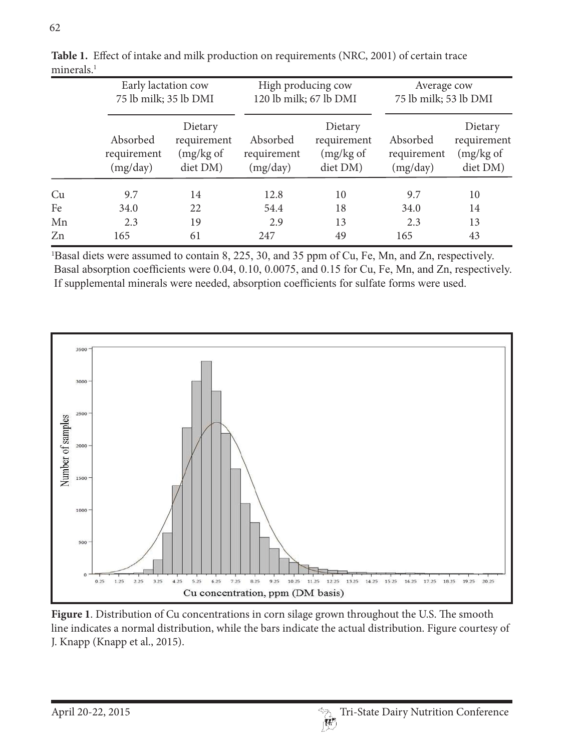**Table 1.** Effect of intake and milk production on requirements (NRC, 2001) of certain trace minerals.[1]

| | Early lactation cow 75 lb milk; 35 lb DMI | | High producing cow 120 lb milk; 67 lb DMI | | Average cow 75 lb milk; 53 lb DMI | |
|---|---|---|---|---|---|---|
| | Absorbed requirement (mg/day) | Dietary requirement (mg/kg of diet DM) | Absorbed requirement (mg/day) | Dietary requirement (mg/kg of diet DM) | Absorbed requirement (mg/day) | Dietary requirement (mg/kg of diet DM) |
| Cu | 9.7 | 14 | 12.8 | 10 | 9.7 | 10 |
| Fe | 34.0 | 22 | 54.4 | 18 | 34.0 | 14 |
| Mn | 2.3 | 19 | 2.9 | 13 | 2.3 | 13 |
| Zn | 165 | 61 | 247 | 49 | 165 | 43 |

[1]Basal diets were assumed to contain 8, 225, 30, and 35 ppm of Cu, Fe, Mn, and Zn, respectively. Basal absorption coefficients were 0.04, 0.10, 0.0075, and 0.15 for Cu, Fe, Mn, and Zn, respectively. If supplemental minerals were needed, absorption coefficients for sulfate forms were used.

**Figure 1**. Distribution of Cu concentrations in corn silage grown throughout the U.S. The smooth line indicates a normal distribution, while the bars indicate the actual distribution. Figure courtesy of J. Knapp (Knapp et al., 2015).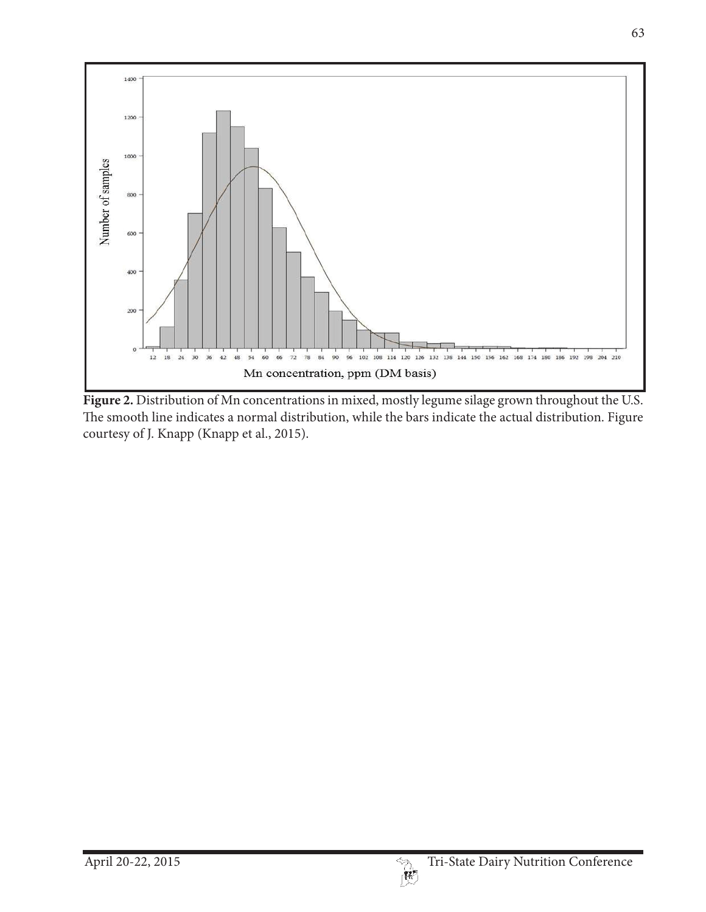1400

1200

1000

800

600

400

200

0

Number of samples

12 18 24 30 36 42 48 54 60 66 72 78 84 90 96 102 108 114 120 126 132 138 144 150 156 162 168 174 180 186 192 198 204 210

Mn concentration, ppm (DM basis)

**Figure 2.** Distribution of Mn concentrations in mixed, mostly legume silage grown throughout the U.S. The smooth line indicates a normal distribution, while the bars indicate the actual distribution. Figure courtesy of J. Knapp (Knapp et al., 2015).